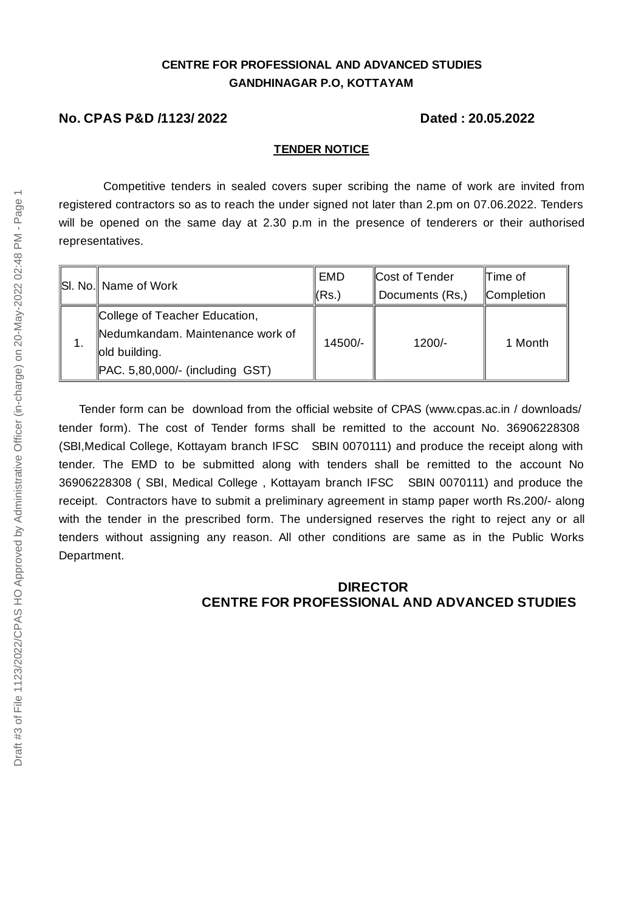**CENTRE FOR PROFESSIONAL AND ADVANCED STUDIES**
**GANDHINAGAR P.O, KOTTAYAM**

**No. CPAS P&D /1123/ 2022** **Dated : 20.05.2022**

## TENDER NOTICE

Competitive tenders in sealed covers super scribing the name of work are invited from registered contractors so as to reach the under signed not later than 2.pm on 07.06.2022. Tenders will be opened on the same day at 2.30 p.m in the presence of tenderers or their authorised representatives.

| Sl. No. | Name of Work | EMD (Rs.) | Cost of Tender Documents (Rs,) | Time of Completion |
|---|---|---|---|---|
| 1. | College of Teacher Education, Nedumkandam. Maintenance work of old building. PAC. 5,80,000/- (including GST) | 14500/- | 1200/- | 1 Month |

Tender form can be download from the official website of CPAS (www.cpas.ac.in / downloads/ tender form). The cost of Tender forms shall be remitted to the account No. 36906228308 (SBI,Medical College, Kottayam branch IFSC SBIN 0070111) and produce the receipt along with tender. The EMD to be submitted along with tenders shall be remitted to the account No 36906228308 ( SBI, Medical College , Kottayam branch IFSC SBIN 0070111) and produce the receipt. Contractors have to submit a preliminary agreement in stamp paper worth Rs.200/- along with the tender in the prescribed form. The undersigned reserves the right to reject any or all tenders without assigning any reason. All other conditions are same as in the Public Works Department.

**DIRECTOR**
**CENTRE FOR PROFESSIONAL AND ADVANCED STUDIES**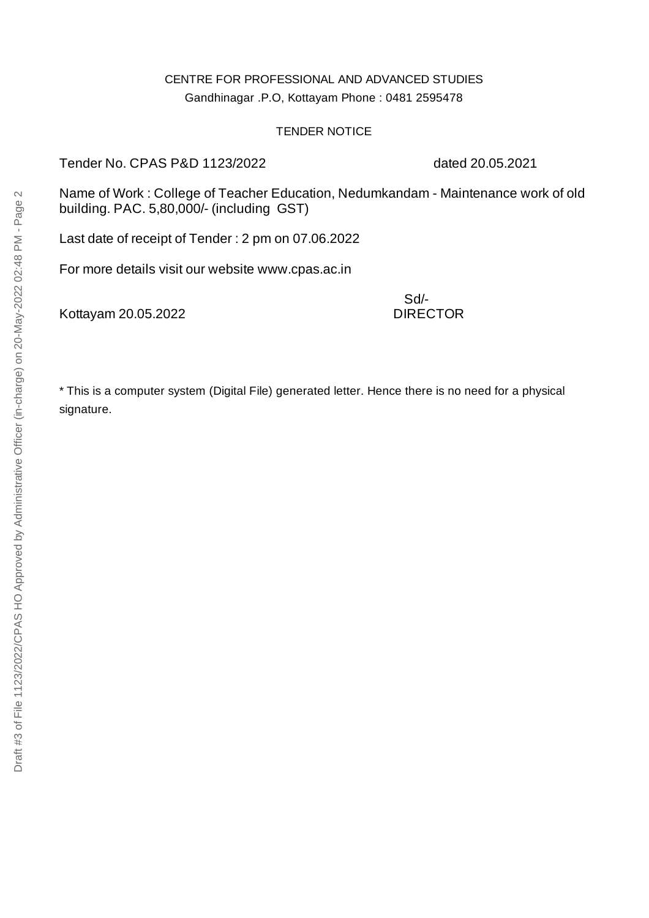CENTRE FOR PROFESSIONAL AND ADVANCED STUDIES

Gandhinagar .P.O, Kottayam Phone : 0481 2595478

TENDER NOTICE

Tender No. CPAS P&D 1123/2022 dated 20.05.2021

Name of Work : College of Teacher Education, Nedumkandam - Maintenance work of old building. PAC. 5,80,000/- (including GST)

Last date of receipt of Tender : 2 pm on 07.06.2022

For more details visit our website www.cpas.ac.in

Kottayam 20.05.2022

Sd/-
DIRECTOR

* This is a computer system (Digital File) generated letter. Hence there is no need for a physical signature.